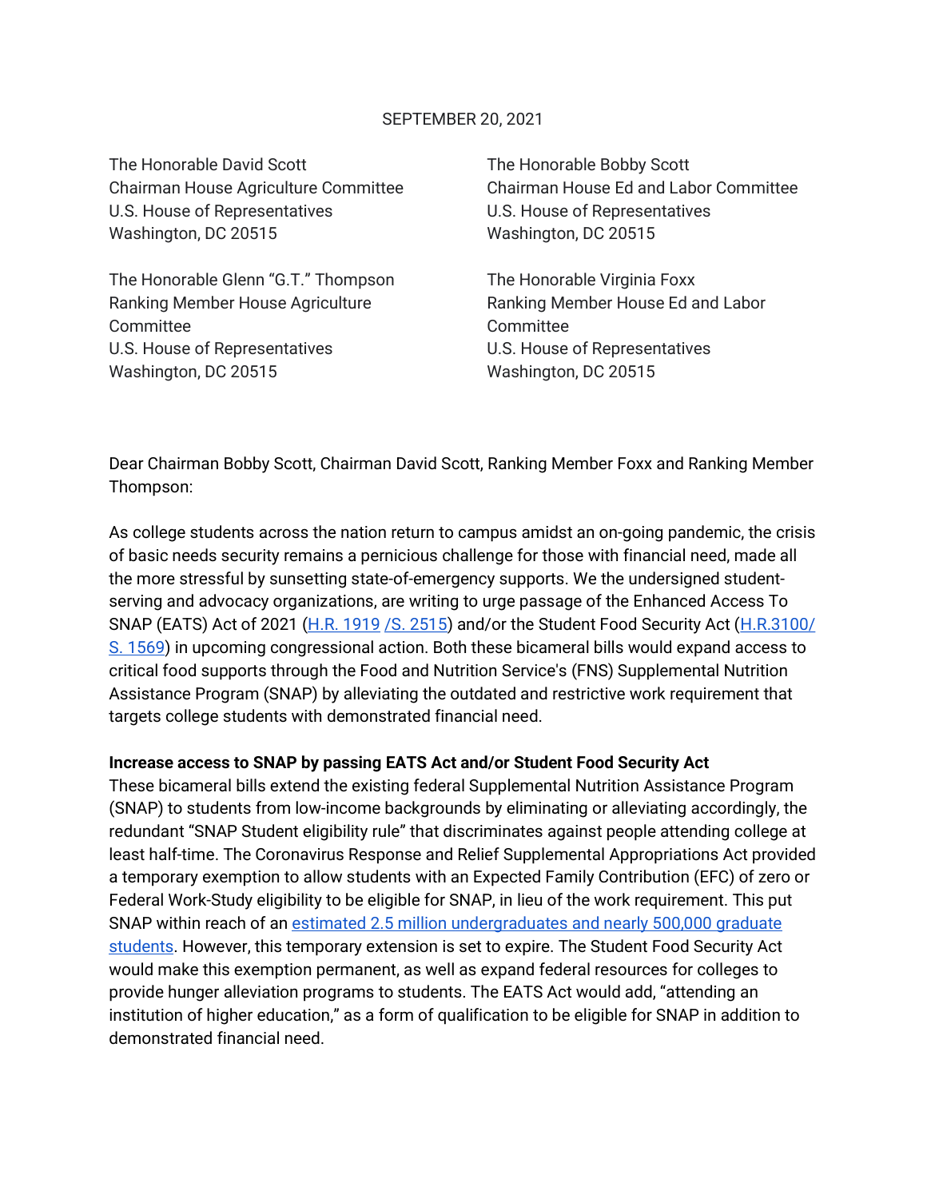SEPTEMBER 20, 2021

The Honorable David Scott
Chairman House Agriculture Committee
U.S. House of Representatives
Washington, DC 20515

The Honorable Bobby Scott
Chairman House Ed and Labor Committee
U.S. House of Representatives
Washington, DC 20515

The Honorable Glenn "G.T." Thompson
Ranking Member House Agriculture Committee
U.S. House of Representatives
Washington, DC 20515

The Honorable Virginia Foxx
Ranking Member House Ed and Labor Committee
U.S. House of Representatives
Washington, DC 20515

Dear Chairman Bobby Scott, Chairman David Scott, Ranking Member Foxx and Ranking Member Thompson:

As college students across the nation return to campus amidst an on-going pandemic, the crisis of basic needs security remains a pernicious challenge for those with financial need, made all the more stressful by sunsetting state-of-emergency supports. We the undersigned student-serving and advocacy organizations, are writing to urge passage of the Enhanced Access To SNAP (EATS) Act of 2021 (H.R. 1919 /S. 2515) and/or the Student Food Security Act (H.R.3100/ S. 1569) in upcoming congressional action. Both these bicameral bills would expand access to critical food supports through the Food and Nutrition Service's (FNS) Supplemental Nutrition Assistance Program (SNAP) by alleviating the outdated and restrictive work requirement that targets college students with demonstrated financial need.

**Increase access to SNAP by passing EATS Act and/or Student Food Security Act**

These bicameral bills extend the existing federal Supplemental Nutrition Assistance Program (SNAP) to students from low-income backgrounds by eliminating or alleviating accordingly, the redundant "SNAP Student eligibility rule" that discriminates against people attending college at least half-time. The Coronavirus Response and Relief Supplemental Appropriations Act provided a temporary exemption to allow students with an Expected Family Contribution (EFC) of zero or Federal Work-Study eligibility to be eligible for SNAP, in lieu of the work requirement. This put SNAP within reach of an estimated 2.5 million undergraduates and nearly 500,000 graduate students. However, this temporary extension is set to expire. The Student Food Security Act would make this exemption permanent, as well as expand federal resources for colleges to provide hunger alleviation programs to students. The EATS Act would add, "attending an institution of higher education," as a form of qualification to be eligible for SNAP in addition to demonstrated financial need.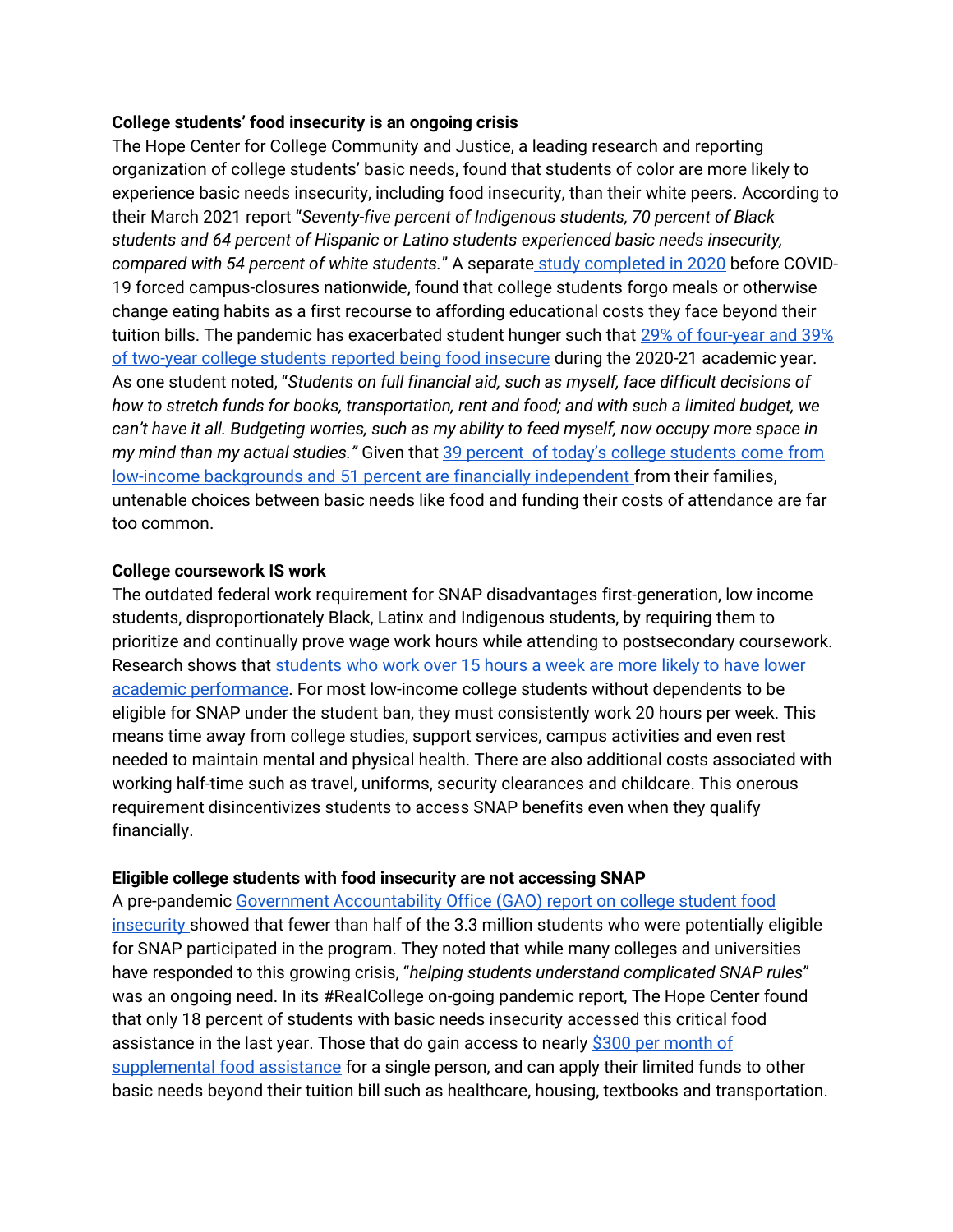**College students' food insecurity is an ongoing crisis**

The Hope Center for College Community and Justice, a leading research and reporting organization of college students' basic needs, found that students of color are more likely to experience basic needs insecurity, including food insecurity, than their white peers. According to their March 2021 report "*Seventy-five percent of Indigenous students, 70 percent of Black students and 64 percent of Hispanic or Latino students experienced basic needs insecurity, compared with 54 percent of white students.*" A separate study completed in 2020 before COVID-19 forced campus-closures nationwide, found that college students forgo meals or otherwise change eating habits as a first recourse to affording educational costs they face beyond their tuition bills. The pandemic has exacerbated student hunger such that 29% of four-year and 39% of two-year college students reported being food insecure during the 2020-21 academic year. As one student noted, "*Students on full financial aid, such as myself, face difficult decisions of how to stretch funds for books, transportation, rent and food; and with such a limited budget, we can't have it all. Budgeting worries, such as my ability to feed myself, now occupy more space in my mind than my actual studies.*" Given that 39 percent of today's college students come from low-income backgrounds and 51 percent are financially independent from their families, untenable choices between basic needs like food and funding their costs of attendance are far too common.

**College coursework IS work**

The outdated federal work requirement for SNAP disadvantages first-generation, low income students, disproportionately Black, Latinx and Indigenous students, by requiring them to prioritize and continually prove wage work hours while attending to postsecondary coursework. Research shows that students who work over 15 hours a week are more likely to have lower academic performance. For most low-income college students without dependents to be eligible for SNAP under the student ban, they must consistently work 20 hours per week. This means time away from college studies, support services, campus activities and even rest needed to maintain mental and physical health. There are also additional costs associated with working half-time such as travel, uniforms, security clearances and childcare. This onerous requirement disincentivizes students to access SNAP benefits even when they qualify financially.

**Eligible college students with food insecurity are not accessing SNAP**

A pre-pandemic Government Accountability Office (GAO) report on college student food insecurity showed that fewer than half of the 3.3 million students who were potentially eligible for SNAP participated in the program. They noted that while many colleges and universities have responded to this growing crisis, "*helping students understand complicated SNAP rules*" was an ongoing need. In its #RealCollege on-going pandemic report, The Hope Center found that only 18 percent of students with basic needs insecurity accessed this critical food assistance in the last year. Those that do gain access to nearly $300 per month of supplemental food assistance for a single person, and can apply their limited funds to other basic needs beyond their tuition bill such as healthcare, housing, textbooks and transportation.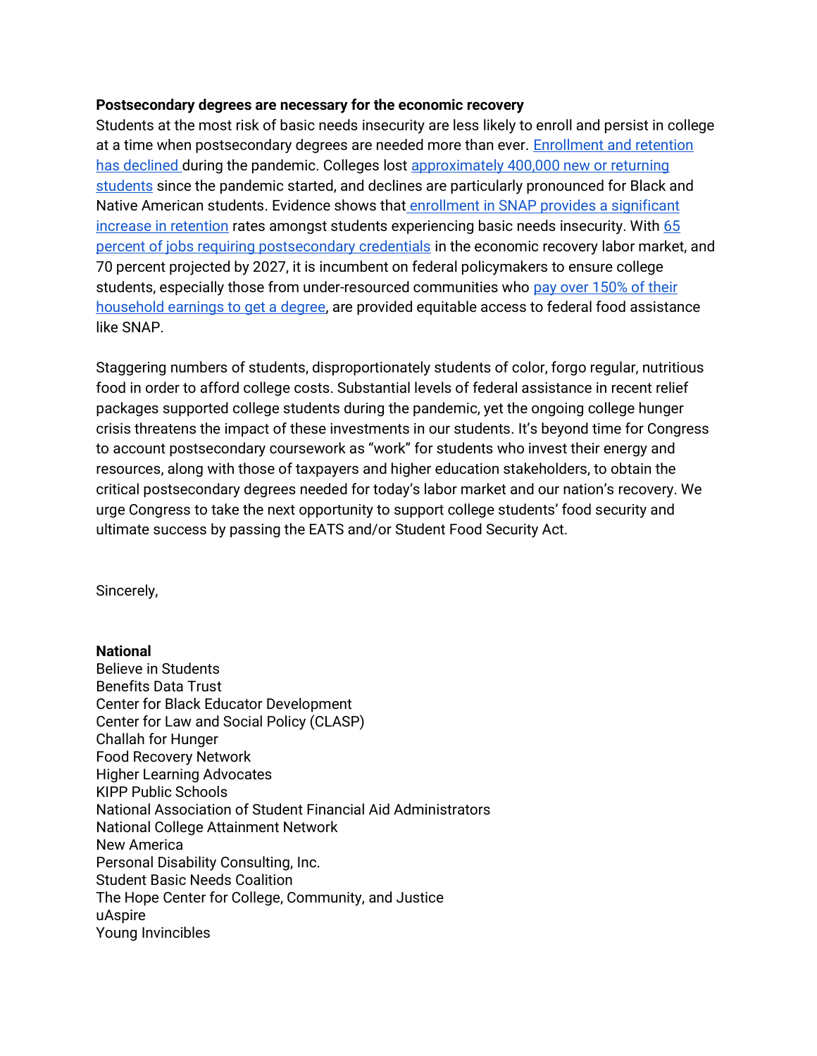**Postsecondary degrees are necessary for the economic recovery**

Students at the most risk of basic needs insecurity are less likely to enroll and persist in college at a time when postsecondary degrees are needed more than ever. Enrollment and retention has declined during the pandemic. Colleges lost approximately 400,000 new or returning students since the pandemic started, and declines are particularly pronounced for Black and Native American students. Evidence shows that enrollment in SNAP provides a significant increase in retention rates amongst students experiencing basic needs insecurity. With 65 percent of jobs requiring postsecondary credentials in the economic recovery labor market, and 70 percent projected by 2027, it is incumbent on federal policymakers to ensure college students, especially those from under-resourced communities who pay over 150% of their household earnings to get a degree, are provided equitable access to federal food assistance like SNAP.

Staggering numbers of students, disproportionately students of color, forgo regular, nutritious food in order to afford college costs. Substantial levels of federal assistance in recent relief packages supported college students during the pandemic, yet the ongoing college hunger crisis threatens the impact of these investments in our students. It's beyond time for Congress to account postsecondary coursework as "work" for students who invest their energy and resources, along with those of taxpayers and higher education stakeholders, to obtain the critical postsecondary degrees needed for today's labor market and our nation's recovery. We urge Congress to take the next opportunity to support college students' food security and ultimate success by passing the EATS and/or Student Food Security Act.

Sincerely,

**National**

Believe in Students
Benefits Data Trust
Center for Black Educator Development
Center for Law and Social Policy (CLASP)
Challah for Hunger
Food Recovery Network
Higher Learning Advocates
KIPP Public Schools
National Association of Student Financial Aid Administrators
National College Attainment Network
New America
Personal Disability Consulting, Inc.
Student Basic Needs Coalition
The Hope Center for College, Community, and Justice
uAspire
Young Invincibles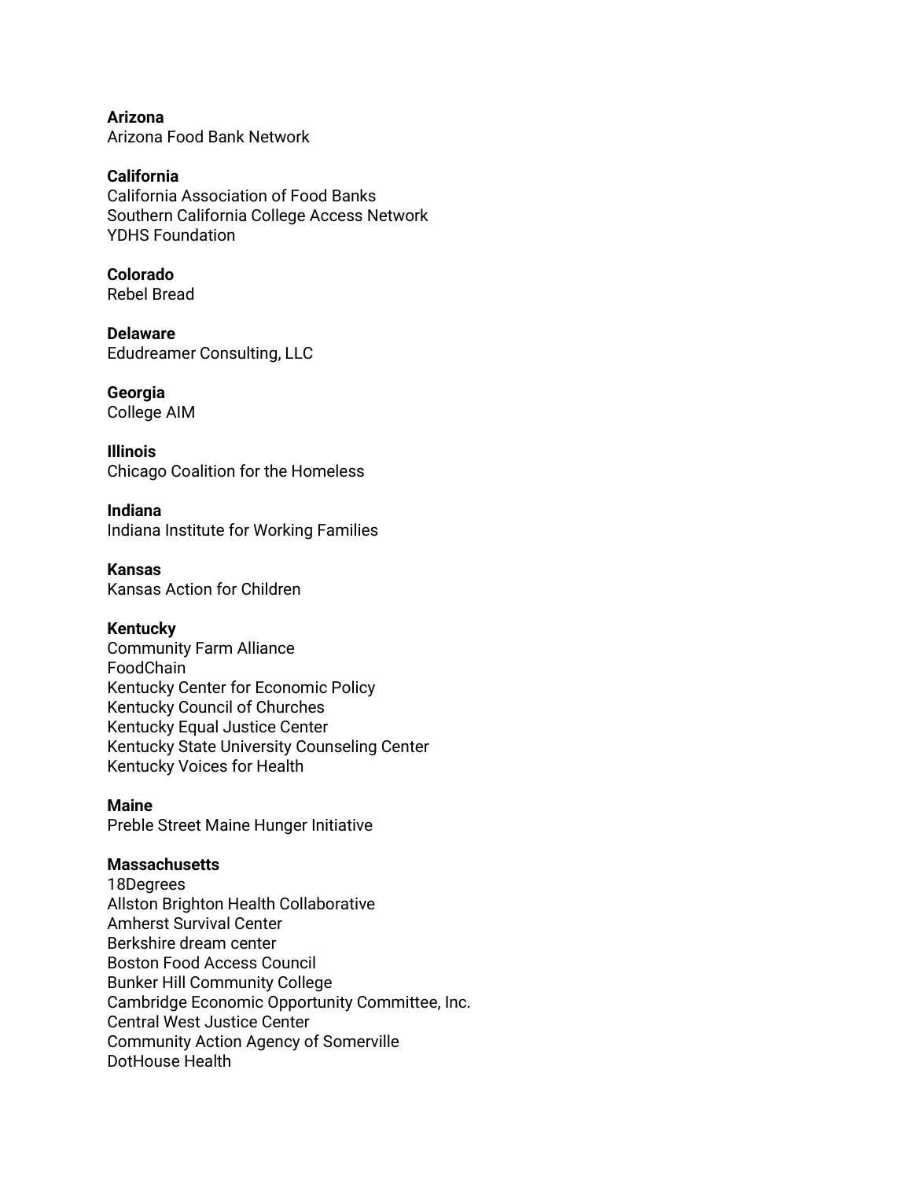**Arizona**
Arizona Food Bank Network

**California**
California Association of Food Banks
Southern California College Access Network
YDHS Foundation

**Colorado**
Rebel Bread

**Delaware**
Edudreamer Consulting, LLC

**Georgia**
College AIM

**Illinois**
Chicago Coalition for the Homeless

**Indiana**
Indiana Institute for Working Families

**Kansas**
Kansas Action for Children

**Kentucky**
Community Farm Alliance
FoodChain
Kentucky Center for Economic Policy
Kentucky Council of Churches
Kentucky Equal Justice Center
Kentucky State University Counseling Center
Kentucky Voices for Health

**Maine**
Preble Street Maine Hunger Initiative

**Massachusetts**
18Degrees
Allston Brighton Health Collaborative
Amherst Survival Center
Berkshire dream center
Boston Food Access Council
Bunker Hill Community College
Cambridge Economic Opportunity Committee, Inc.
Central West Justice Center
Community Action Agency of Somerville
DotHouse Health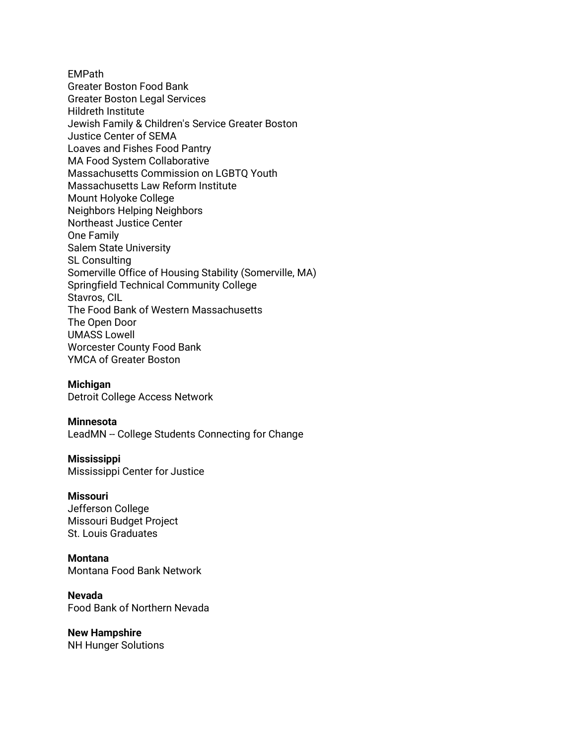EMPath
Greater Boston Food Bank
Greater Boston Legal Services
Hildreth Institute
Jewish Family & Children's Service Greater Boston
Justice Center of SEMA
Loaves and Fishes Food Pantry
MA Food System Collaborative
Massachusetts Commission on LGBTQ Youth
Massachusetts Law Reform Institute
Mount Holyoke College
Neighbors Helping Neighbors
Northeast Justice Center
One Family
Salem State University
SL Consulting
Somerville Office of Housing Stability (Somerville, MA)
Springfield Technical Community College
Stavros, CIL
The Food Bank of Western Massachusetts
The Open Door
UMASS Lowell
Worcester County Food Bank
YMCA of Greater Boston

**Michigan**
Detroit College Access Network

**Minnesota**
LeadMN -- College Students Connecting for Change

**Mississippi**
Mississippi Center for Justice

**Missouri**
Jefferson College
Missouri Budget Project
St. Louis Graduates

**Montana**
Montana Food Bank Network

**Nevada**
Food Bank of Northern Nevada

**New Hampshire**
NH Hunger Solutions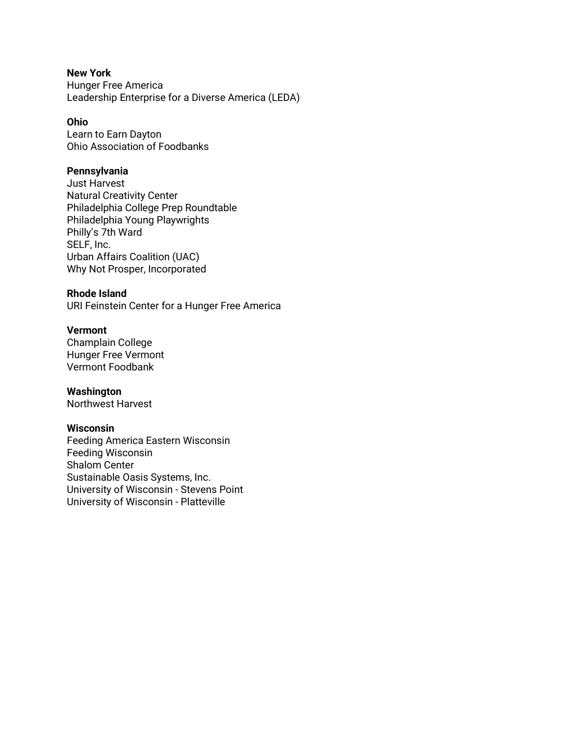**New York**
Hunger Free America
Leadership Enterprise for a Diverse America (LEDA)

**Ohio**
Learn to Earn Dayton
Ohio Association of Foodbanks

**Pennsylvania**
Just Harvest
Natural Creativity Center
Philadelphia College Prep Roundtable
Philadelphia Young Playwrights
Philly's 7th Ward
SELF, Inc.
Urban Affairs Coalition (UAC)
Why Not Prosper, Incorporated

**Rhode Island**
URI Feinstein Center for a Hunger Free America

**Vermont**
Champlain College
Hunger Free Vermont
Vermont Foodbank

**Washington**
Northwest Harvest

**Wisconsin**
Feeding America Eastern Wisconsin
Feeding Wisconsin
Shalom Center
Sustainable Oasis Systems, Inc.
University of Wisconsin - Stevens Point
University of Wisconsin - Platteville